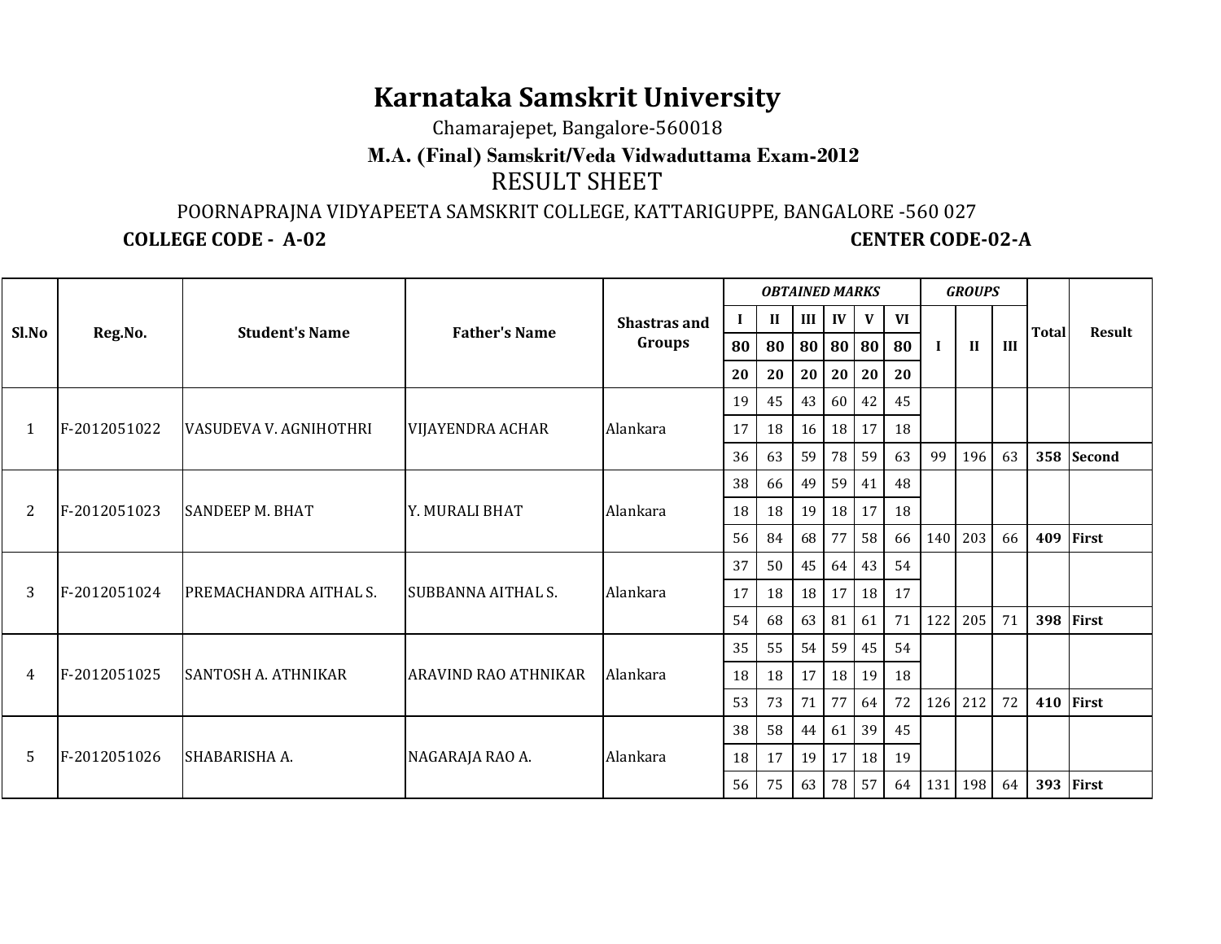# Karnataka Samskrit University

Chamarajepet, Bangalore-560018

**M.A. (Final) Samskrit/Veda Vidwaduttama Exam-2012**

RESULT SHEET

POORNAPRAJNA VIDYAPEETA SAMSKRIT COLLEGE, KATTARIGUPPE, BANGALORE -560 027

**COLLEGE CODE - A-02** **CENTER CODE-02-A**

| Sl.No | Reg.No. | Student's Name | Father's Name | Shastras and Groups | OBTAINED MARKS | | | | | | GROUPS | | | Total | Result |
|---|---|---|---|---|---|---|---|---|---|---|---|---|---|---|---|
| | | | | | I | II | III | IV | V | VI | I | II | III | | |
| | | | | | 80 | 80 | 80 | 80 | 80 | 80 | | | | | |
| | | | | | 20 | 20 | 20 | 20 | 20 | 20 | | | | | |
| 1 | F-2012051022 | VASUDEVA V. AGNIHOTHRI | VIJAYENDRA ACHAR | Alankara | 19 | 45 | 43 | 60 | 42 | 45 | | | | | |
| | | | | | 17 | 18 | 16 | 18 | 17 | 18 | | | | | |
| | | | | | 36 | 63 | 59 | 78 | 59 | 63 | 99 | 196 | 63 | **358** | **Second** |
| 2 | F-2012051023 | SANDEEP M. BHAT | Y. MURALI BHAT | Alankara | 38 | 66 | 49 | 59 | 41 | 48 | | | | | |
| | | | | | 18 | 18 | 19 | 18 | 17 | 18 | | | | | |
| | | | | | 56 | 84 | 68 | 77 | 58 | 66 | 140 | 203 | 66 | **409** | **First** |
| 3 | F-2012051024 | PREMACHANDRA AITHAL S. | SUBBANNA AITHAL S. | Alankara | 37 | 50 | 45 | 64 | 43 | 54 | | | | | |
| | | | | | 17 | 18 | 18 | 17 | 18 | 17 | | | | | |
| | | | | | 54 | 68 | 63 | 81 | 61 | 71 | 122 | 205 | 71 | **398** | **First** |
| 4 | F-2012051025 | SANTOSH A. ATHNIKAR | ARAVIND RAO ATHNIKAR | Alankara | 35 | 55 | 54 | 59 | 45 | 54 | | | | | |
| | | | | | 18 | 18 | 17 | 18 | 19 | 18 | | | | | |
| | | | | | 53 | 73 | 71 | 77 | 64 | 72 | 126 | 212 | 72 | **410** | **First** |
| 5 | F-2012051026 | SHABARISHA A. | NAGARAJA RAO A. | Alankara | 38 | 58 | 44 | 61 | 39 | 45 | | | | | |
| | | | | | 18 | 17 | 19 | 17 | 18 | 19 | | | | | |
| | | | | | 56 | 75 | 63 | 78 | 57 | 64 | 131 | 198 | 64 | **393** | **First** |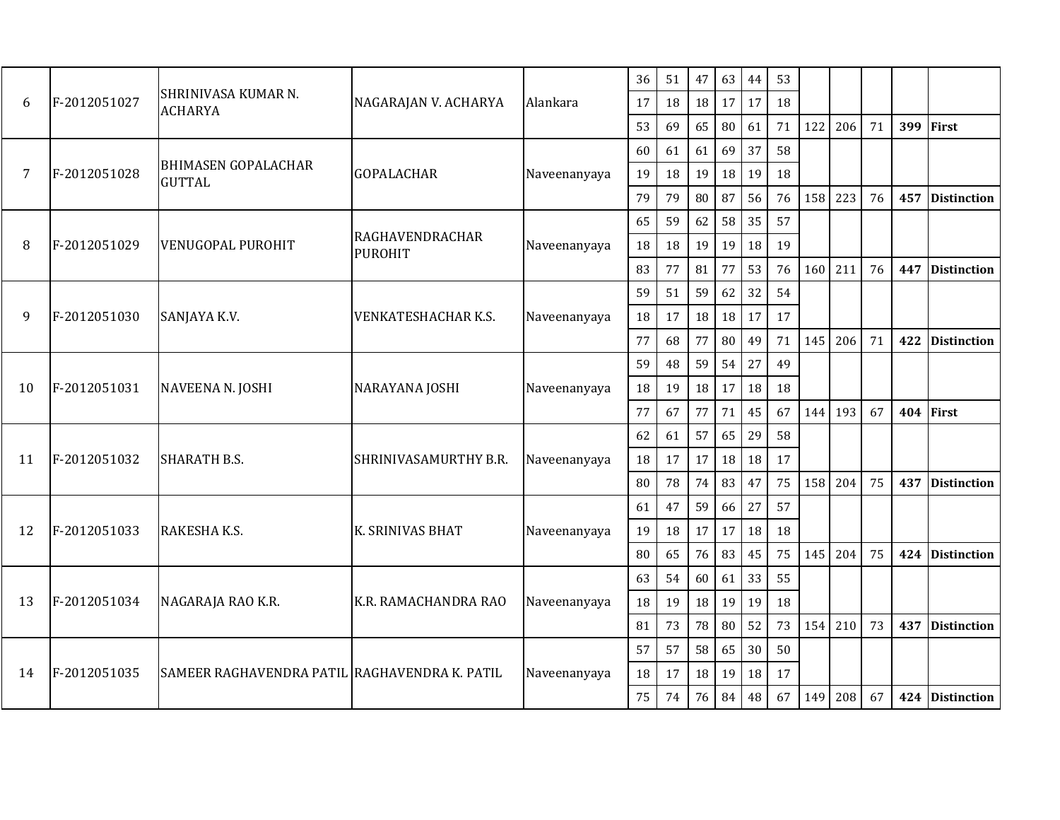| | | | | | | | | | | | | | | | |
|---|---|---|---|---|---|---|---|---|---|---|---|---|---|---|---|
| 6 | F-2012051027 | SHRINIVASA KUMAR N. ACHARYA | NAGARAJAN V. ACHARYA | Alankara | 36 | 51 | 47 | 63 | 44 | 53 | | | | | |
| | | | | | 17 | 18 | 18 | 17 | 17 | 18 | | | | | |
| | | | | | 53 | 69 | 65 | 80 | 61 | 71 | 122 | 206 | 71 | **399** | **First** |
| 7 | F-2012051028 | BHIMASEN GOPALACHAR GUTTAL | GOPALACHAR | Naveenanyaya | 60 | 61 | 61 | 69 | 37 | 58 | | | | | |
| | | | | | 19 | 18 | 19 | 18 | 19 | 18 | | | | | |
| | | | | | 79 | 79 | 80 | 87 | 56 | 76 | 158 | 223 | 76 | **457** | **Distinction** |
| 8 | F-2012051029 | VENUGOPAL PUROHIT | RAGHAVENDRACHAR PUROHIT | Naveenanyaya | 65 | 59 | 62 | 58 | 35 | 57 | | | | | |
| | | | | | 18 | 18 | 19 | 19 | 18 | 19 | | | | | |
| | | | | | 83 | 77 | 81 | 77 | 53 | 76 | 160 | 211 | 76 | **447** | **Distinction** |
| 9 | F-2012051030 | SANJAYA K.V. | VENKATESHACHAR K.S. | Naveenanyaya | 59 | 51 | 59 | 62 | 32 | 54 | | | | | |
| | | | | | 18 | 17 | 18 | 18 | 17 | 17 | | | | | |
| | | | | | 77 | 68 | 77 | 80 | 49 | 71 | 145 | 206 | 71 | **422** | **Distinction** |
| 10 | F-2012051031 | NAVEENA N. JOSHI | NARAYANA JOSHI | Naveenanyaya | 59 | 48 | 59 | 54 | 27 | 49 | | | | | |
| | | | | | 18 | 19 | 18 | 17 | 18 | 18 | | | | | |
| | | | | | 77 | 67 | 77 | 71 | 45 | 67 | 144 | 193 | 67 | **404** | **First** |
| 11 | F-2012051032 | SHARATH B.S. | SHRINIVASAMURTHY B.R. | Naveenanyaya | 62 | 61 | 57 | 65 | 29 | 58 | | | | | |
| | | | | | 18 | 17 | 17 | 18 | 18 | 17 | | | | | |
| | | | | | 80 | 78 | 74 | 83 | 47 | 75 | 158 | 204 | 75 | **437** | **Distinction** |
| 12 | F-2012051033 | RAKESHA K.S. | K. SRINIVAS BHAT | Naveenanyaya | 61 | 47 | 59 | 66 | 27 | 57 | | | | | |
| | | | | | 19 | 18 | 17 | 17 | 18 | 18 | | | | | |
| | | | | | 80 | 65 | 76 | 83 | 45 | 75 | 145 | 204 | 75 | **424** | **Distinction** |
| 13 | F-2012051034 | NAGARAJA RAO K.R. | K.R. RAMACHANDRA RAO | Naveenanyaya | 63 | 54 | 60 | 61 | 33 | 55 | | | | | |
| | | | | | 18 | 19 | 18 | 19 | 19 | 18 | | | | | |
| | | | | | 81 | 73 | 78 | 80 | 52 | 73 | 154 | 210 | 73 | **437** | **Distinction** |
| 14 | F-2012051035 | SAMEER RAGHAVENDRA PATIL | RAGHAVENDRA K. PATIL | Naveenanyaya | 57 | 57 | 58 | 65 | 30 | 50 | | | | | |
| | | | | | 18 | 17 | 18 | 19 | 18 | 17 | | | | | |
| | | | | | 75 | 74 | 76 | 84 | 48 | 67 | 149 | 208 | 67 | **424** | **Distinction** |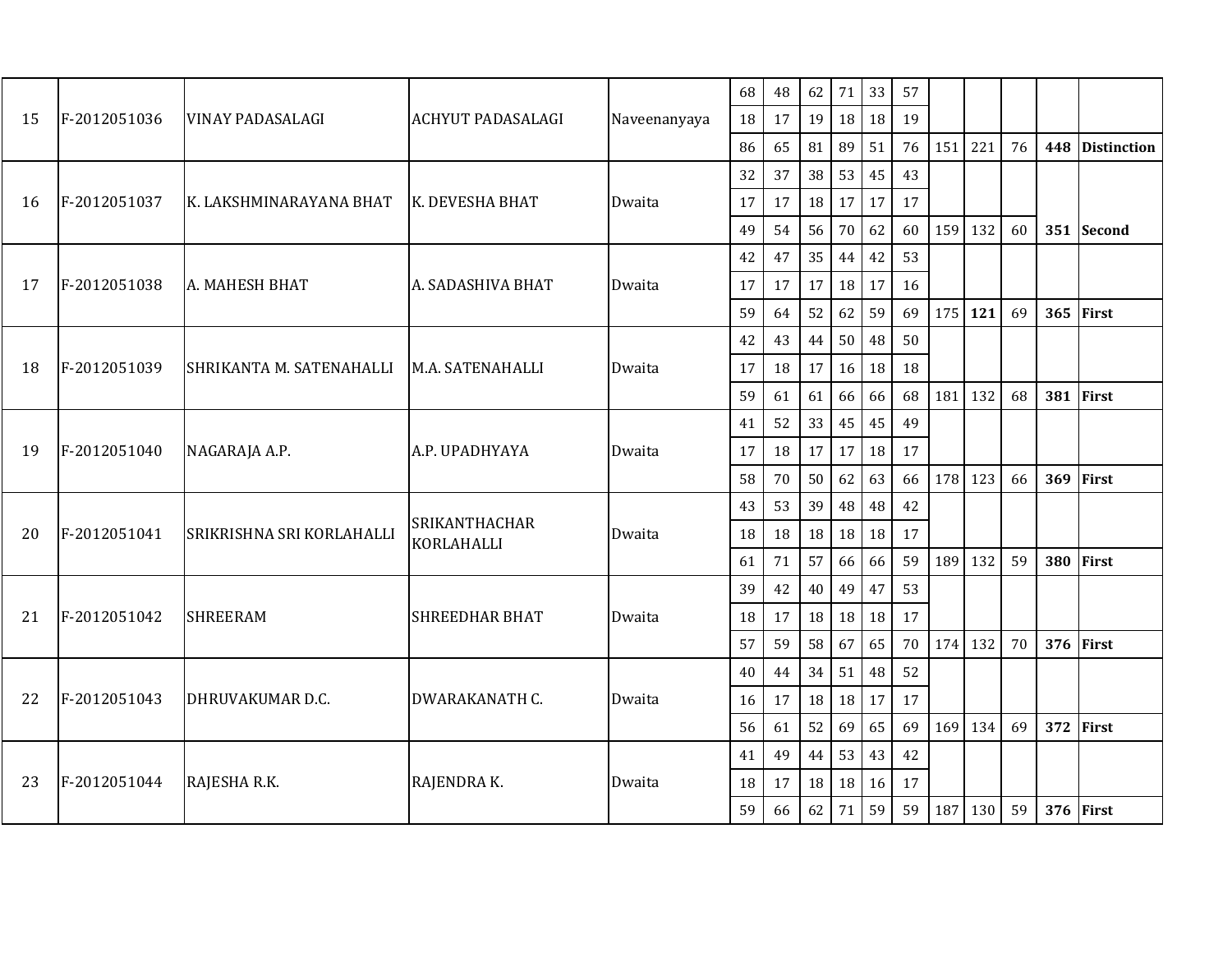| | | | | | | | | | | | | | | | |
|---|---|---|---|---|---|---|---|---|---|---|---|---|---|---|---|
| 15 | F-2012051036 | VINAY PADASALAGI | ACHYUT PADASALAGI | Naveenanyaya | 68 | 48 | 62 | 71 | 33 | 57 | | | | | |
| | | | | | 18 | 17 | 19 | 18 | 18 | 19 | | | | | |
| | | | | | 86 | 65 | 81 | 89 | 51 | 76 | 151 | 221 | 76 | **448** | **Distinction** |
| 16 | F-2012051037 | K. LAKSHMINARAYANA BHAT | K. DEVESHA BHAT | Dwaita | 32 | 37 | 38 | 53 | 45 | 43 | | | | | |
| | | | | | 17 | 17 | 18 | 17 | 17 | 17 | | | | | |
| | | | | | 49 | 54 | 56 | 70 | 62 | 60 | 159 | 132 | 60 | **351** | **Second** |
| 17 | F-2012051038 | A. MAHESH BHAT | A. SADASHIVA BHAT | Dwaita | 42 | 47 | 35 | 44 | 42 | 53 | | | | | |
| | | | | | 17 | 17 | 17 | 18 | 17 | 16 | | | | | |
| | | | | | 59 | 64 | 52 | 62 | 59 | 69 | 175 | **121** | 69 | **365** | **First** |
| 18 | F-2012051039 | SHRIKANTA M. SATENAHALLI | M.A. SATENAHALLI | Dwaita | 42 | 43 | 44 | 50 | 48 | 50 | | | | | |
| | | | | | 17 | 18 | 17 | 16 | 18 | 18 | | | | | |
| | | | | | 59 | 61 | 61 | 66 | 66 | 68 | 181 | 132 | 68 | **381** | **First** |
| 19 | F-2012051040 | NAGARAJA A.P. | A.P. UPADHYAYA | Dwaita | 41 | 52 | 33 | 45 | 45 | 49 | | | | | |
| | | | | | 17 | 18 | 17 | 17 | 18 | 17 | | | | | |
| | | | | | 58 | 70 | 50 | 62 | 63 | 66 | 178 | 123 | 66 | **369** | **First** |
| 20 | F-2012051041 | SRIKRISHNA SRI KORLAHALLI | SRIKANTHACHAR KORLAHALLI | Dwaita | 43 | 53 | 39 | 48 | 48 | 42 | | | | | |
| | | | | | 18 | 18 | 18 | 18 | 18 | 17 | | | | | |
| | | | | | 61 | 71 | 57 | 66 | 66 | 59 | 189 | 132 | 59 | **380** | **First** |
| 21 | F-2012051042 | SHREERAM | SHREEDHAR BHAT | Dwaita | 39 | 42 | 40 | 49 | 47 | 53 | | | | | |
| | | | | | 18 | 17 | 18 | 18 | 18 | 17 | | | | | |
| | | | | | 57 | 59 | 58 | 67 | 65 | 70 | 174 | 132 | 70 | **376** | **First** |
| 22 | F-2012051043 | DHRUVAKUMAR D.C. | DWARAKANATH C. | Dwaita | 40 | 44 | 34 | 51 | 48 | 52 | | | | | |
| | | | | | 16 | 17 | 18 | 18 | 17 | 17 | | | | | |
| | | | | | 56 | 61 | 52 | 69 | 65 | 69 | 169 | 134 | 69 | **372** | **First** |
| 23 | F-2012051044 | RAJESHA R.K. | RAJENDRA K. | Dwaita | 41 | 49 | 44 | 53 | 43 | 42 | | | | | |
| | | | | | 18 | 17 | 18 | 18 | 16 | 17 | | | | | |
| | | | | | 59 | 66 | 62 | 71 | 59 | 59 | 187 | 130 | 59 | **376** | **First** |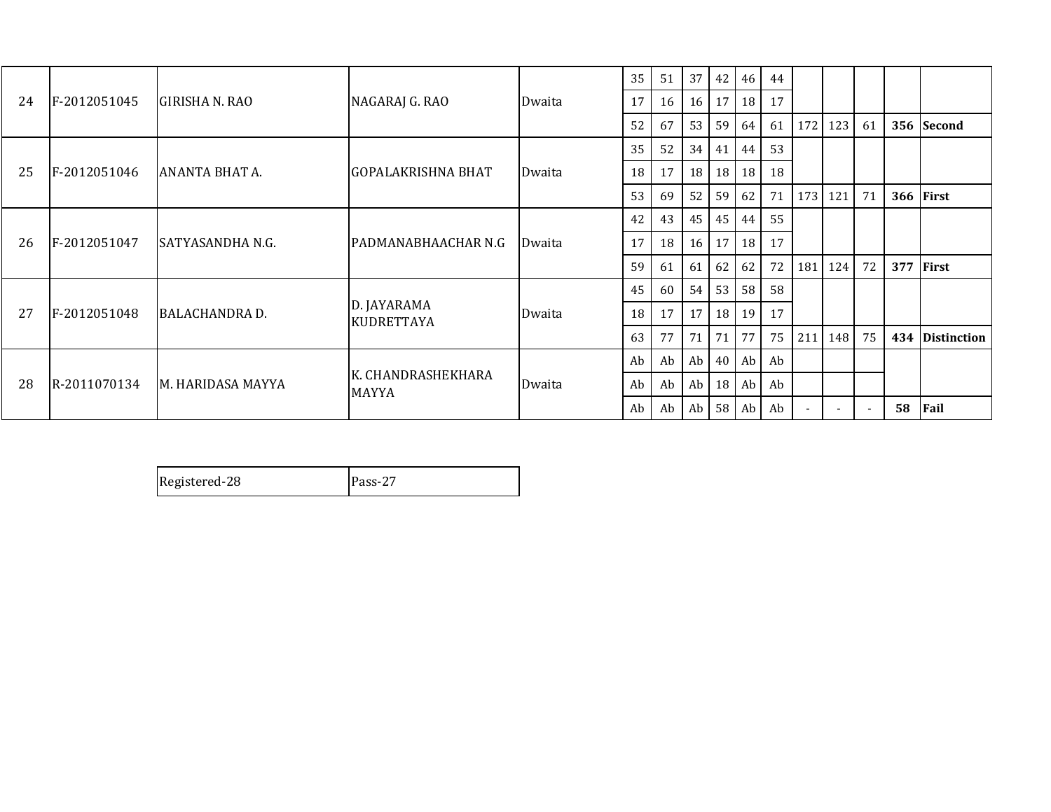| | | | | | | | | | | | | | | | |
|---|---|---|---|---|---|---|---|---|---|---|---|---|---|---|---|
| 24 | F-2012051045 | GIRISHA N. RAO | NAGARAJ G. RAO | Dwaita | 35 | 51 | 37 | 42 | 46 | 44 | | | | | |
| | | | | | 17 | 16 | 16 | 17 | 18 | 17 | | | | | |
| | | | | | 52 | 67 | 53 | 59 | 64 | 61 | 172 | 123 | 61 | **356** | **Second** |
| 25 | F-2012051046 | ANANTA BHAT A. | GOPALAKRISHNA BHAT | Dwaita | 35 | 52 | 34 | 41 | 44 | 53 | | | | | |
| | | | | | 18 | 17 | 18 | 18 | 18 | 18 | | | | | |
| | | | | | 53 | 69 | 52 | 59 | 62 | 71 | 173 | 121 | 71 | **366** | **First** |
| 26 | F-2012051047 | SATYASANDHA N.G. | PADMANABHAACHAR N.G | Dwaita | 42 | 43 | 45 | 45 | 44 | 55 | | | | | |
| | | | | | 17 | 18 | 16 | 17 | 18 | 17 | | | | | |
| | | | | | 59 | 61 | 61 | 62 | 62 | 72 | 181 | 124 | 72 | **377** | **First** |
| 27 | F-2012051048 | BALACHANDRA D. | D. JAYARAMA KUDRETTAYA | Dwaita | 45 | 60 | 54 | 53 | 58 | 58 | | | | | |
| | | | | | 18 | 17 | 17 | 18 | 19 | 17 | | | | | |
| | | | | | 63 | 77 | 71 | 71 | 77 | 75 | 211 | 148 | 75 | **434** | **Distinction** |
| 28 | R-2011070134 | M. HARIDASA MAYYA | K. CHANDRASHEKHARA MAYYA | Dwaita | Ab | Ab | Ab | 40 | Ab | Ab | | | | | |
| | | | | | Ab | Ab | Ab | 18 | Ab | Ab | | | | | |
| | | | | | Ab | Ab | Ab | 58 | Ab | Ab | - | - | - | **58** | **Fail** |

| | |
|---|---|
| Registered-28 | Pass-27 |